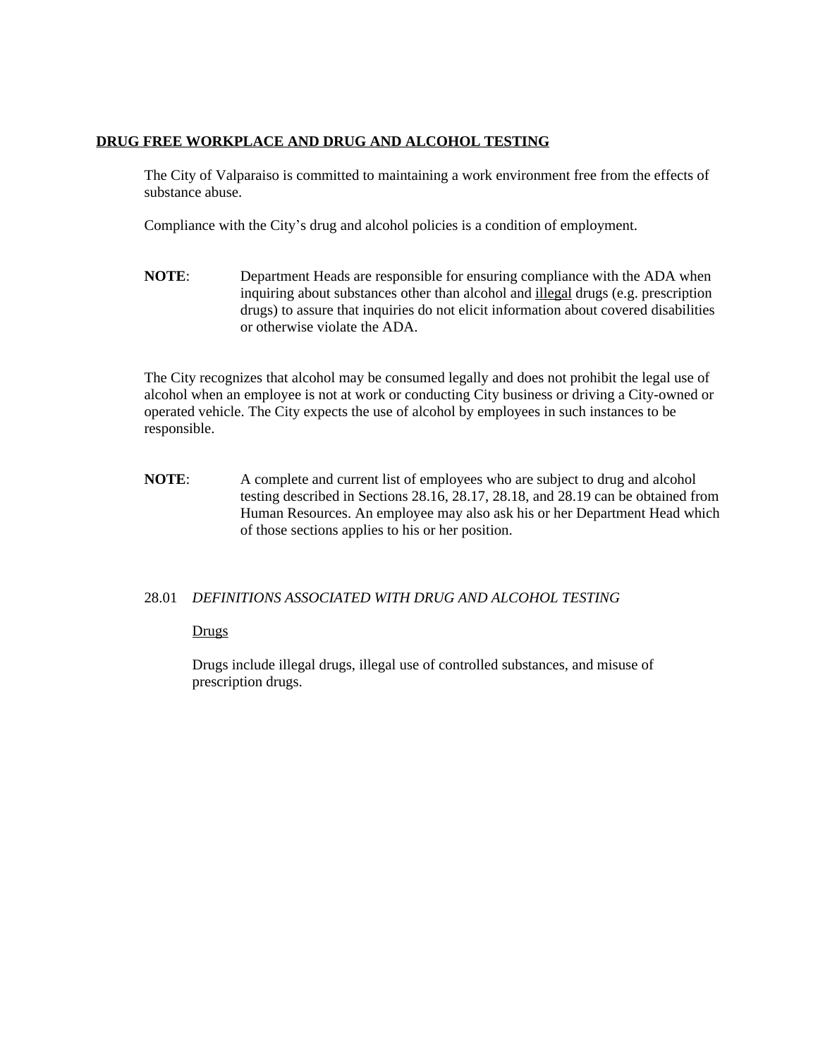# DRUG FREE WORKPLACE AND DRUG AND ALCOHOL TESTING

The City of Valparaiso is committed to maintaining a work environment free from the effects of substance abuse.

Compliance with the City's drug and alcohol policies is a condition of employment.

**NOTE**: Department Heads are responsible for ensuring compliance with the ADA when inquiring about substances other than alcohol and illegal drugs (e.g. prescription drugs) to assure that inquiries do not elicit information about covered disabilities or otherwise violate the ADA.

The City recognizes that alcohol may be consumed legally and does not prohibit the legal use of alcohol when an employee is not at work or conducting City business or driving a City-owned or operated vehicle. The City expects the use of alcohol by employees in such instances to be responsible.

**NOTE**: A complete and current list of employees who are subject to drug and alcohol testing described in Sections 28.16, 28.17, 28.18, and 28.19 can be obtained from Human Resources. An employee may also ask his or her Department Head which of those sections applies to his or her position.

## 28.01 *DEFINITIONS ASSOCIATED WITH DRUG AND ALCOHOL TESTING*

Drugs

Drugs include illegal drugs, illegal use of controlled substances, and misuse of prescription drugs.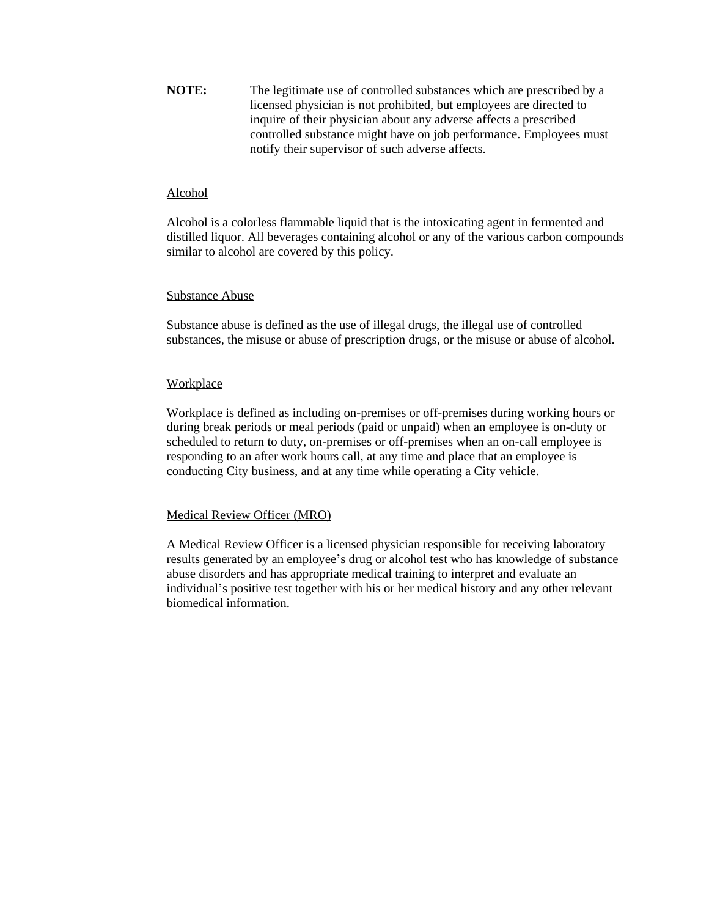**NOTE:** The legitimate use of controlled substances which are prescribed by a licensed physician is not prohibited, but employees are directed to inquire of their physician about any adverse affects a prescribed controlled substance might have on job performance. Employees must notify their supervisor of such adverse affects.

<u>Alcohol</u>

Alcohol is a colorless flammable liquid that is the intoxicating agent in fermented and distilled liquor. All beverages containing alcohol or any of the various carbon compounds similar to alcohol are covered by this policy.

<u>Substance Abuse</u>

Substance abuse is defined as the use of illegal drugs, the illegal use of controlled substances, the misuse or abuse of prescription drugs, or the misuse or abuse of alcohol.

<u>Workplace</u>

Workplace is defined as including on-premises or off-premises during working hours or during break periods or meal periods (paid or unpaid) when an employee is on-duty or scheduled to return to duty, on-premises or off-premises when an on-call employee is responding to an after work hours call, at any time and place that an employee is conducting City business, and at any time while operating a City vehicle.

<u>Medical Review Officer (MRO)</u>

A Medical Review Officer is a licensed physician responsible for receiving laboratory results generated by an employee's drug or alcohol test who has knowledge of substance abuse disorders and has appropriate medical training to interpret and evaluate an individual's positive test together with his or her medical history and any other relevant biomedical information.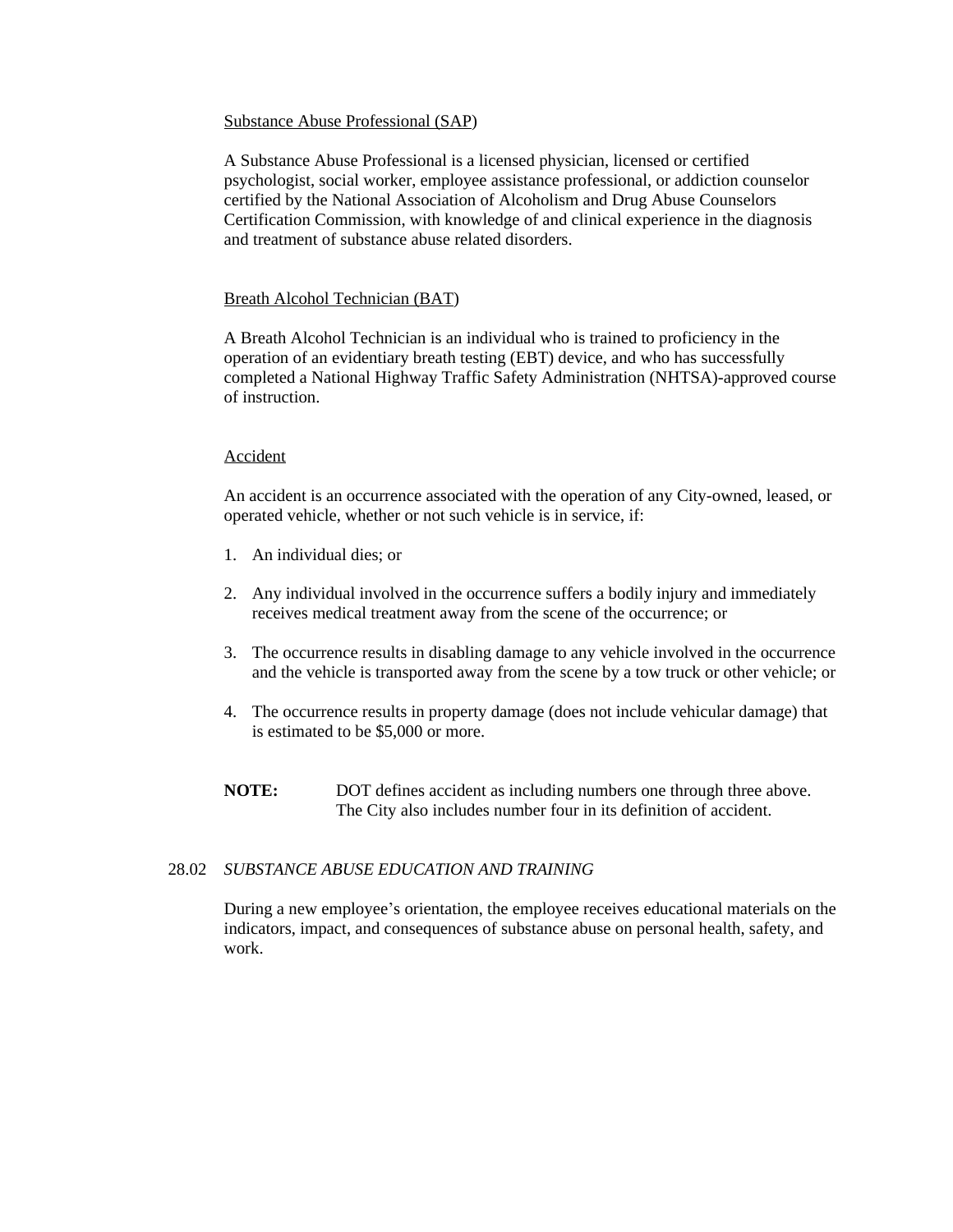Substance Abuse Professional (SAP)

A Substance Abuse Professional is a licensed physician, licensed or certified psychologist, social worker, employee assistance professional, or addiction counselor certified by the National Association of Alcoholism and Drug Abuse Counselors Certification Commission, with knowledge of and clinical experience in the diagnosis and treatment of substance abuse related disorders.

Breath Alcohol Technician (BAT)

A Breath Alcohol Technician is an individual who is trained to proficiency in the operation of an evidentiary breath testing (EBT) device, and who has successfully completed a National Highway Traffic Safety Administration (NHTSA)-approved course of instruction.

Accident

An accident is an occurrence associated with the operation of any City-owned, leased, or operated vehicle, whether or not such vehicle is in service, if:

1. An individual dies; or

2. Any individual involved in the occurrence suffers a bodily injury and immediately receives medical treatment away from the scene of the occurrence; or

3. The occurrence results in disabling damage to any vehicle involved in the occurrence and the vehicle is transported away from the scene by a tow truck or other vehicle; or

4. The occurrence results in property damage (does not include vehicular damage) that is estimated to be $5,000 or more.

**NOTE:** DOT defines accident as including numbers one through three above. The City also includes number four in its definition of accident.

## 28.02 *SUBSTANCE ABUSE EDUCATION AND TRAINING*

During a new employee's orientation, the employee receives educational materials on the indicators, impact, and consequences of substance abuse on personal health, safety, and work.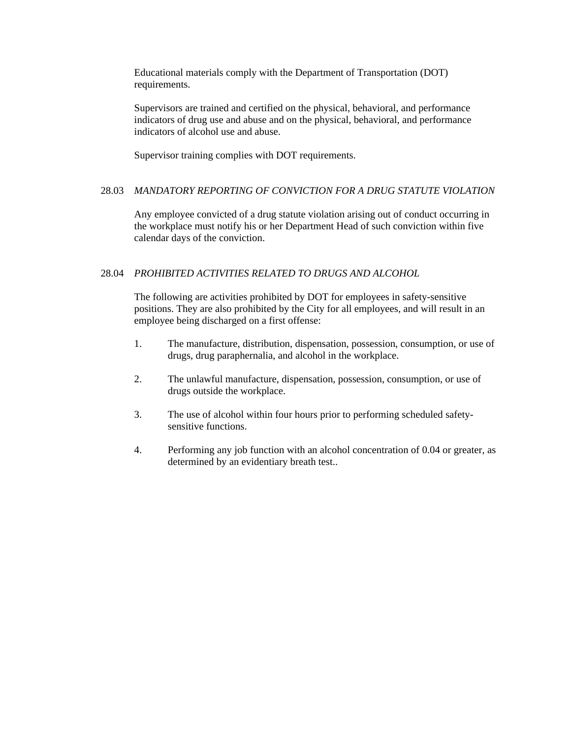Educational materials comply with the Department of Transportation (DOT) requirements.

Supervisors are trained and certified on the physical, behavioral, and performance indicators of drug use and abuse and on the physical, behavioral, and performance indicators of alcohol use and abuse.

Supervisor training complies with DOT requirements.

### 28.03 *MANDATORY REPORTING OF CONVICTION FOR A DRUG STATUTE VIOLATION*

Any employee convicted of a drug statute violation arising out of conduct occurring in the workplace must notify his or her Department Head of such conviction within five calendar days of the conviction.

### 28.04 *PROHIBITED ACTIVITIES RELATED TO DRUGS AND ALCOHOL*

The following are activities prohibited by DOT for employees in safety-sensitive positions. They are also prohibited by the City for all employees, and will result in an employee being discharged on a first offense:

1. The manufacture, distribution, dispensation, possession, consumption, or use of drugs, drug paraphernalia, and alcohol in the workplace.

2. The unlawful manufacture, dispensation, possession, consumption, or use of drugs outside the workplace.

3. The use of alcohol within four hours prior to performing scheduled safety-sensitive functions.

4. Performing any job function with an alcohol concentration of 0.04 or greater, as determined by an evidentiary breath test..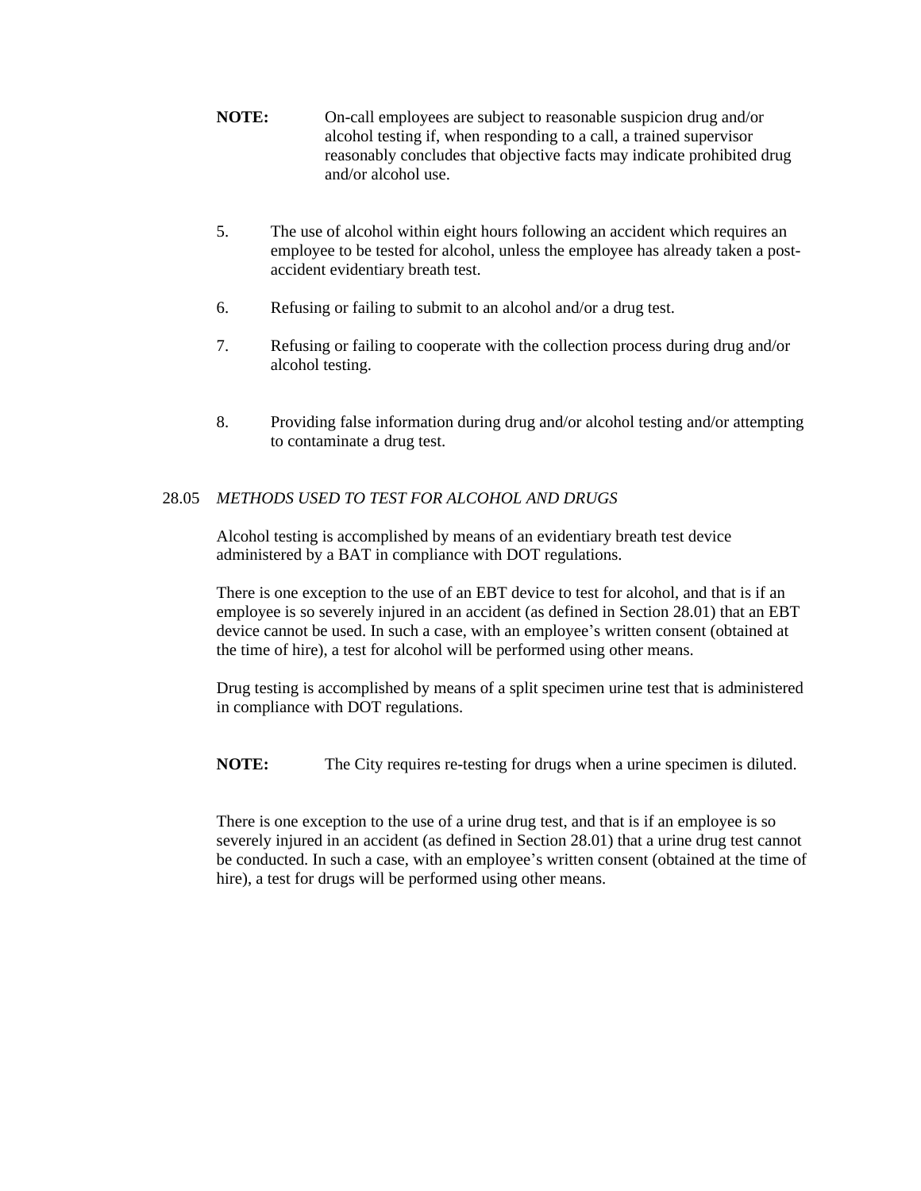**NOTE:** On-call employees are subject to reasonable suspicion drug and/or alcohol testing if, when responding to a call, a trained supervisor reasonably concludes that objective facts may indicate prohibited drug and/or alcohol use.

5. The use of alcohol within eight hours following an accident which requires an employee to be tested for alcohol, unless the employee has already taken a post-accident evidentiary breath test.

6. Refusing or failing to submit to an alcohol and/or a drug test.

7. Refusing or failing to cooperate with the collection process during drug and/or alcohol testing.

8. Providing false information during drug and/or alcohol testing and/or attempting to contaminate a drug test.

28.05 *METHODS USED TO TEST FOR ALCOHOL AND DRUGS*

Alcohol testing is accomplished by means of an evidentiary breath test device administered by a BAT in compliance with DOT regulations.

There is one exception to the use of an EBT device to test for alcohol, and that is if an employee is so severely injured in an accident (as defined in Section 28.01) that an EBT device cannot be used. In such a case, with an employee's written consent (obtained at the time of hire), a test for alcohol will be performed using other means.

Drug testing is accomplished by means of a split specimen urine test that is administered in compliance with DOT regulations.

**NOTE:** The City requires re-testing for drugs when a urine specimen is diluted.

There is one exception to the use of a urine drug test, and that is if an employee is so severely injured in an accident (as defined in Section 28.01) that a urine drug test cannot be conducted. In such a case, with an employee's written consent (obtained at the time of hire), a test for drugs will be performed using other means.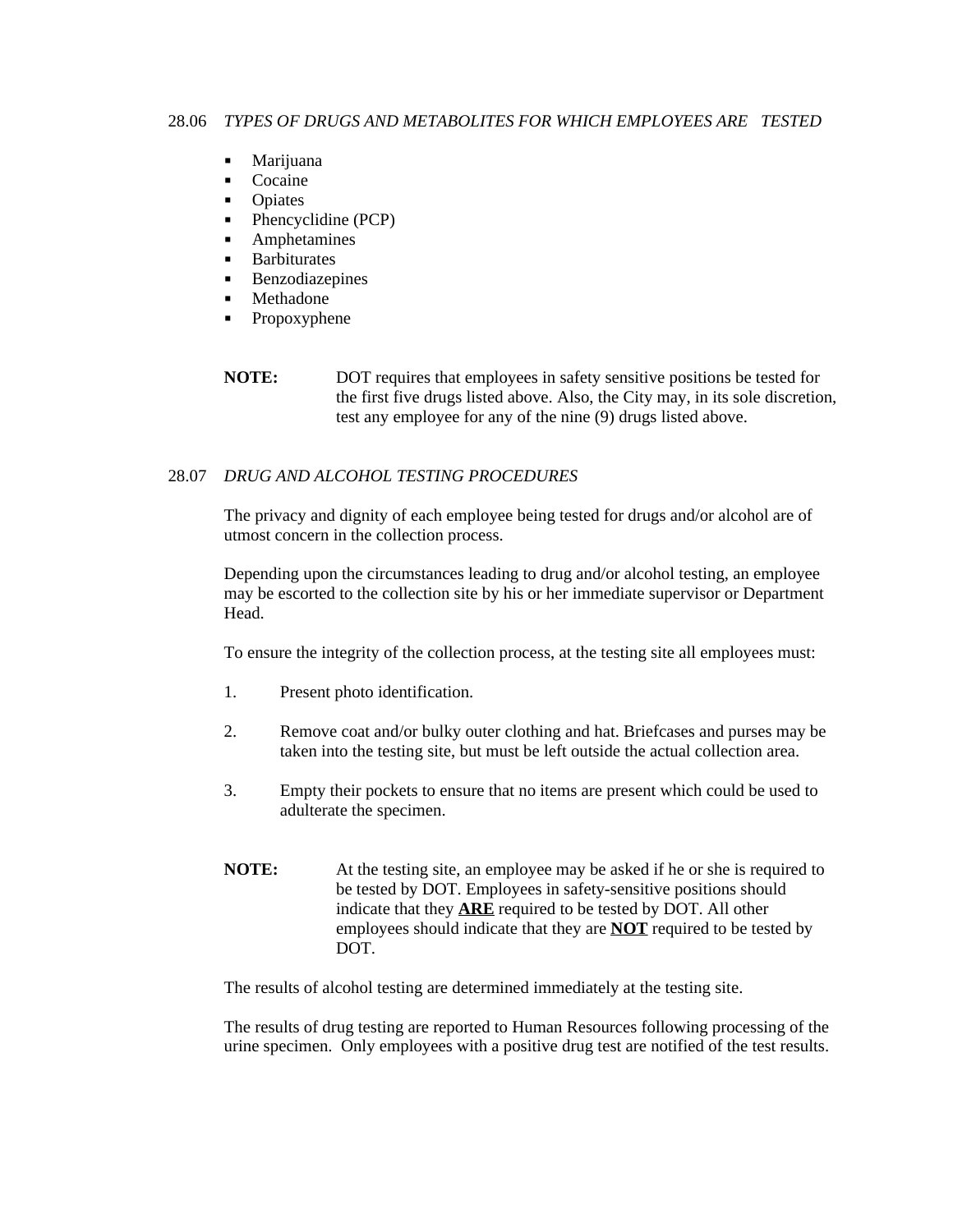## 28.06 *TYPES OF DRUGS AND METABOLITES FOR WHICH EMPLOYEES ARE TESTED*

- Marijuana
- Cocaine
- Opiates
- Phencyclidine (PCP)
- Amphetamines
- Barbiturates
- Benzodiazepines
- Methadone
- Propoxyphene

**NOTE:** DOT requires that employees in safety sensitive positions be tested for the first five drugs listed above. Also, the City may, in its sole discretion, test any employee for any of the nine (9) drugs listed above.

## 28.07 *DRUG AND ALCOHOL TESTING PROCEDURES*

The privacy and dignity of each employee being tested for drugs and/or alcohol are of utmost concern in the collection process.

Depending upon the circumstances leading to drug and/or alcohol testing, an employee may be escorted to the collection site by his or her immediate supervisor or Department Head.

To ensure the integrity of the collection process, at the testing site all employees must:

1. Present photo identification.
2. Remove coat and/or bulky outer clothing and hat. Briefcases and purses may be taken into the testing site, but must be left outside the actual collection area.
3. Empty their pockets to ensure that no items are present which could be used to adulterate the specimen.

**NOTE:** At the testing site, an employee may be asked if he or she is required to be tested by DOT. Employees in safety-sensitive positions should indicate that they **ARE** required to be tested by DOT. All other employees should indicate that they are **NOT** required to be tested by DOT.

The results of alcohol testing are determined immediately at the testing site.

The results of drug testing are reported to Human Resources following processing of the urine specimen. Only employees with a positive drug test are notified of the test results.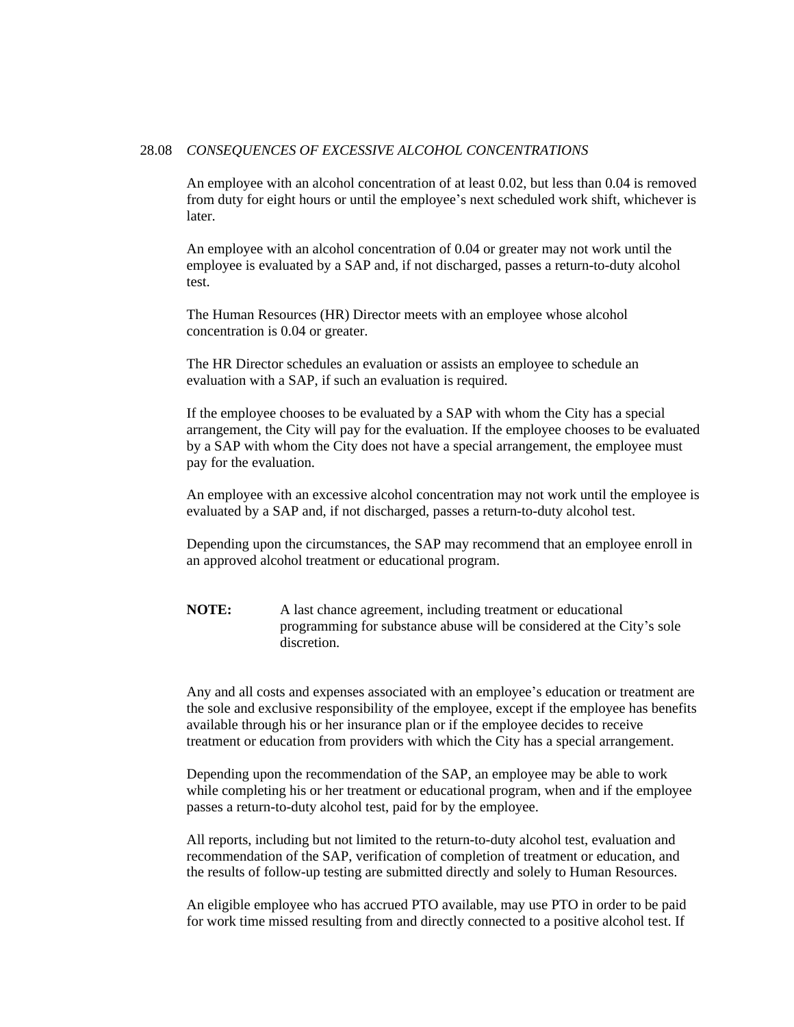### 28.08 *CONSEQUENCES OF EXCESSIVE ALCOHOL CONCENTRATIONS*

An employee with an alcohol concentration of at least 0.02, but less than 0.04 is removed from duty for eight hours or until the employee's next scheduled work shift, whichever is later.

An employee with an alcohol concentration of 0.04 or greater may not work until the employee is evaluated by a SAP and, if not discharged, passes a return-to-duty alcohol test.

The Human Resources (HR) Director meets with an employee whose alcohol concentration is 0.04 or greater.

The HR Director schedules an evaluation or assists an employee to schedule an evaluation with a SAP, if such an evaluation is required.

If the employee chooses to be evaluated by a SAP with whom the City has a special arrangement, the City will pay for the evaluation. If the employee chooses to be evaluated by a SAP with whom the City does not have a special arrangement, the employee must pay for the evaluation.

An employee with an excessive alcohol concentration may not work until the employee is evaluated by a SAP and, if not discharged, passes a return-to-duty alcohol test.

Depending upon the circumstances, the SAP may recommend that an employee enroll in an approved alcohol treatment or educational program.

**NOTE:** A last chance agreement, including treatment or educational programming for substance abuse will be considered at the City's sole discretion.

Any and all costs and expenses associated with an employee's education or treatment are the sole and exclusive responsibility of the employee, except if the employee has benefits available through his or her insurance plan or if the employee decides to receive treatment or education from providers with which the City has a special arrangement.

Depending upon the recommendation of the SAP, an employee may be able to work while completing his or her treatment or educational program, when and if the employee passes a return-to-duty alcohol test, paid for by the employee.

All reports, including but not limited to the return-to-duty alcohol test, evaluation and recommendation of the SAP, verification of completion of treatment or education, and the results of follow-up testing are submitted directly and solely to Human Resources.

An eligible employee who has accrued PTO available, may use PTO in order to be paid for work time missed resulting from and directly connected to a positive alcohol test. If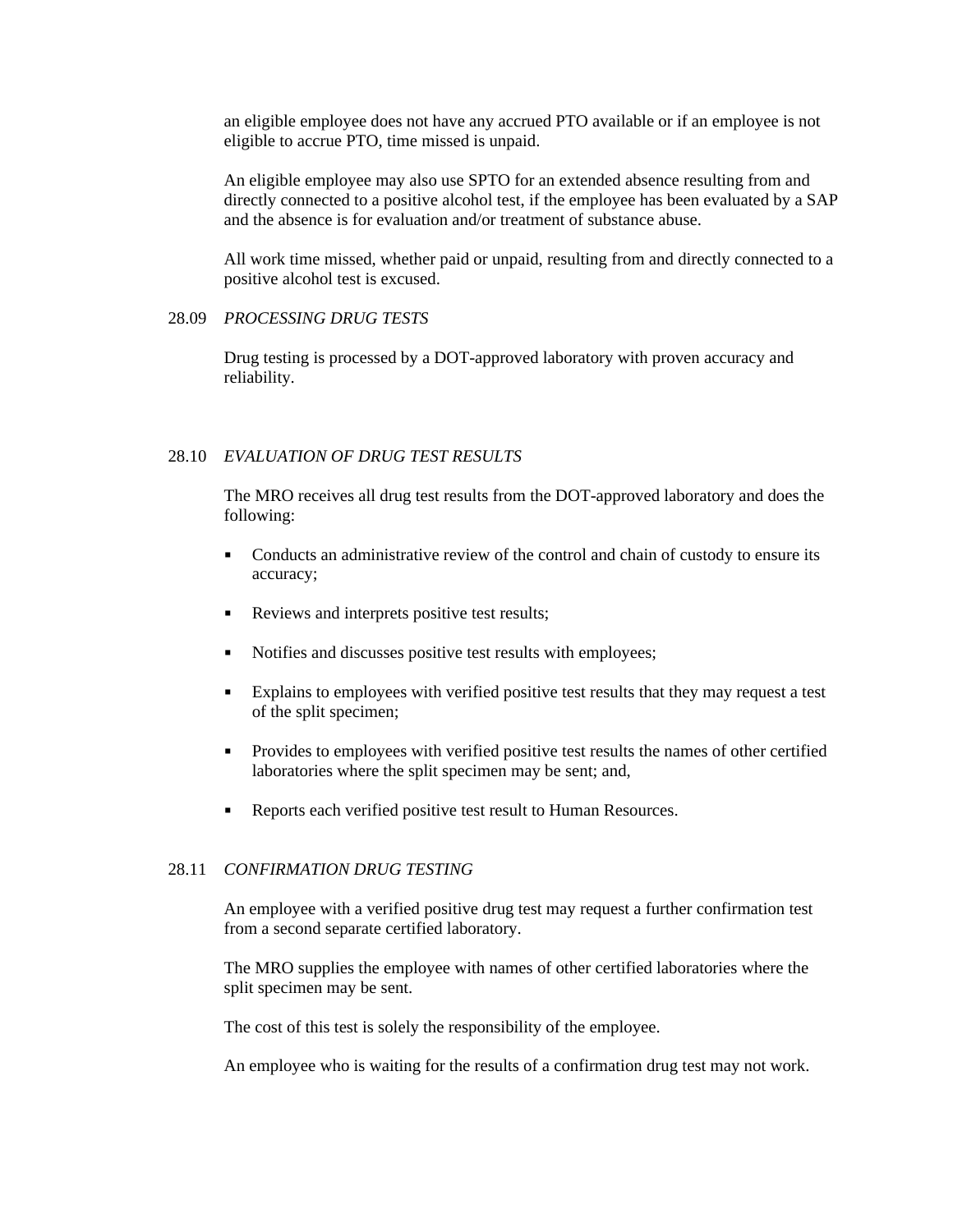an eligible employee does not have any accrued PTO available or if an employee is not eligible to accrue PTO, time missed is unpaid.

An eligible employee may also use SPTO for an extended absence resulting from and directly connected to a positive alcohol test, if the employee has been evaluated by a SAP and the absence is for evaluation and/or treatment of substance abuse.

All work time missed, whether paid or unpaid, resulting from and directly connected to a positive alcohol test is excused.

### 28.09 *PROCESSING DRUG TESTS*

Drug testing is processed by a DOT-approved laboratory with proven accuracy and reliability.

### 28.10 *EVALUATION OF DRUG TEST RESULTS*

The MRO receives all drug test results from the DOT-approved laboratory and does the following:

- Conducts an administrative review of the control and chain of custody to ensure its accuracy;
- Reviews and interprets positive test results;
- Notifies and discusses positive test results with employees;
- Explains to employees with verified positive test results that they may request a test of the split specimen;
- Provides to employees with verified positive test results the names of other certified laboratories where the split specimen may be sent; and,
- Reports each verified positive test result to Human Resources.

### 28.11 *CONFIRMATION DRUG TESTING*

An employee with a verified positive drug test may request a further confirmation test from a second separate certified laboratory.

The MRO supplies the employee with names of other certified laboratories where the split specimen may be sent.

The cost of this test is solely the responsibility of the employee.

An employee who is waiting for the results of a confirmation drug test may not work.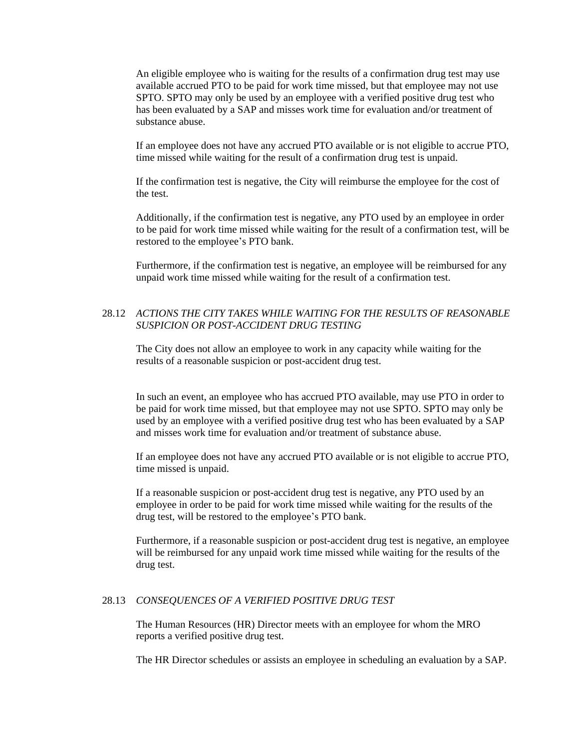An eligible employee who is waiting for the results of a confirmation drug test may use available accrued PTO to be paid for work time missed, but that employee may not use SPTO. SPTO may only be used by an employee with a verified positive drug test who has been evaluated by a SAP and misses work time for evaluation and/or treatment of substance abuse.

If an employee does not have any accrued PTO available or is not eligible to accrue PTO, time missed while waiting for the result of a confirmation drug test is unpaid.

If the confirmation test is negative, the City will reimburse the employee for the cost of the test.

Additionally, if the confirmation test is negative, any PTO used by an employee in order to be paid for work time missed while waiting for the result of a confirmation test, will be restored to the employee's PTO bank.

Furthermore, if the confirmation test is negative, an employee will be reimbursed for any unpaid work time missed while waiting for the result of a confirmation test.

### 28.12 *ACTIONS THE CITY TAKES WHILE WAITING FOR THE RESULTS OF REASONABLE SUSPICION OR POST-ACCIDENT DRUG TESTING*

The City does not allow an employee to work in any capacity while waiting for the results of a reasonable suspicion or post-accident drug test.

In such an event, an employee who has accrued PTO available, may use PTO in order to be paid for work time missed, but that employee may not use SPTO. SPTO may only be used by an employee with a verified positive drug test who has been evaluated by a SAP and misses work time for evaluation and/or treatment of substance abuse.

If an employee does not have any accrued PTO available or is not eligible to accrue PTO, time missed is unpaid.

If a reasonable suspicion or post-accident drug test is negative, any PTO used by an employee in order to be paid for work time missed while waiting for the results of the drug test, will be restored to the employee's PTO bank.

Furthermore, if a reasonable suspicion or post-accident drug test is negative, an employee will be reimbursed for any unpaid work time missed while waiting for the results of the drug test.

### 28.13 *CONSEQUENCES OF A VERIFIED POSITIVE DRUG TEST*

The Human Resources (HR) Director meets with an employee for whom the MRO reports a verified positive drug test.

The HR Director schedules or assists an employee in scheduling an evaluation by a SAP.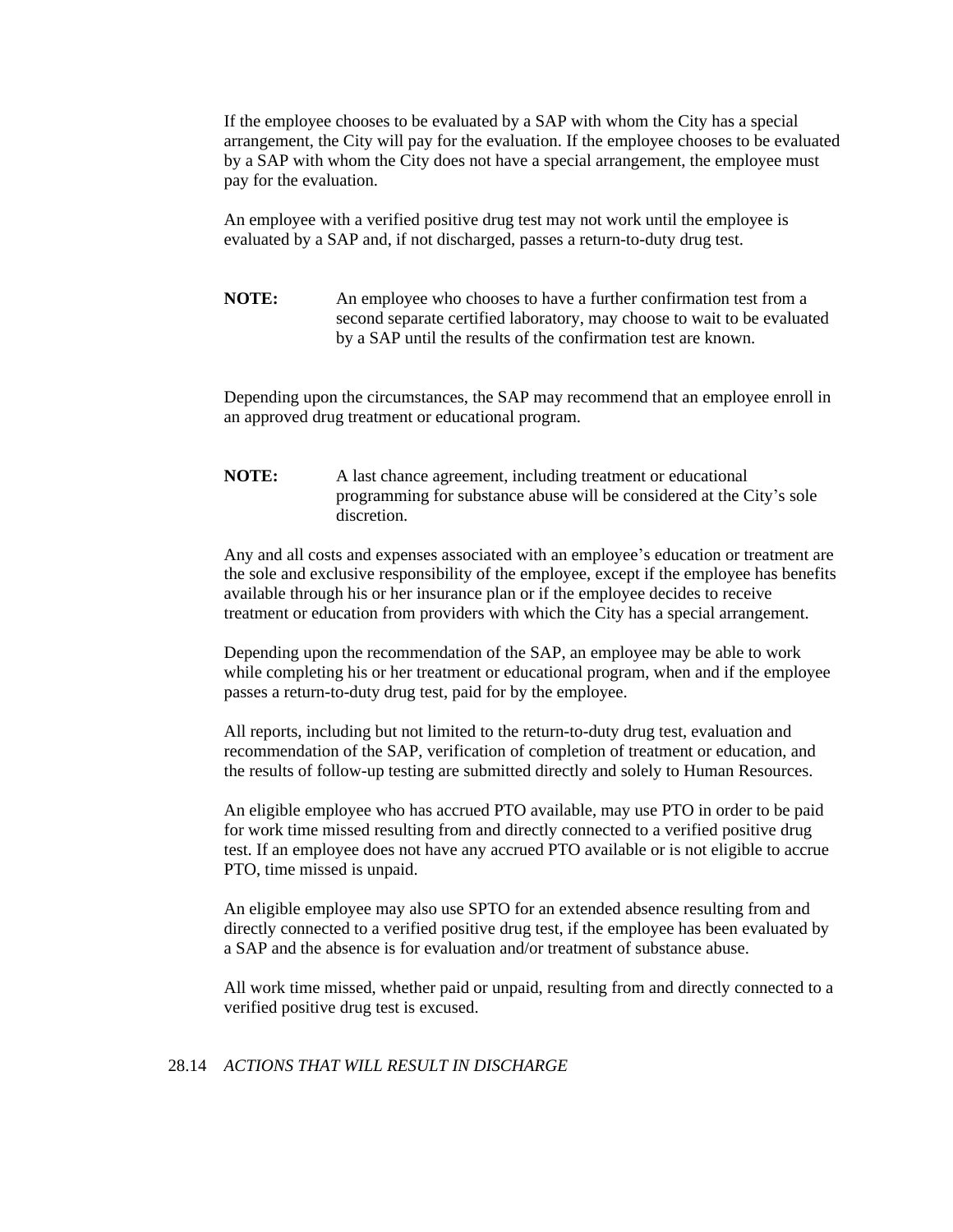If the employee chooses to be evaluated by a SAP with whom the City has a special arrangement, the City will pay for the evaluation. If the employee chooses to be evaluated by a SAP with whom the City does not have a special arrangement, the employee must pay for the evaluation.

An employee with a verified positive drug test may not work until the employee is evaluated by a SAP and, if not discharged, passes a return-to-duty drug test.

**NOTE:** An employee who chooses to have a further confirmation test from a second separate certified laboratory, may choose to wait to be evaluated by a SAP until the results of the confirmation test are known.

Depending upon the circumstances, the SAP may recommend that an employee enroll in an approved drug treatment or educational program.

**NOTE:** A last chance agreement, including treatment or educational programming for substance abuse will be considered at the City's sole discretion.

Any and all costs and expenses associated with an employee's education or treatment are the sole and exclusive responsibility of the employee, except if the employee has benefits available through his or her insurance plan or if the employee decides to receive treatment or education from providers with which the City has a special arrangement.

Depending upon the recommendation of the SAP, an employee may be able to work while completing his or her treatment or educational program, when and if the employee passes a return-to-duty drug test, paid for by the employee.

All reports, including but not limited to the return-to-duty drug test, evaluation and recommendation of the SAP, verification of completion of treatment or education, and the results of follow-up testing are submitted directly and solely to Human Resources.

An eligible employee who has accrued PTO available, may use PTO in order to be paid for work time missed resulting from and directly connected to a verified positive drug test. If an employee does not have any accrued PTO available or is not eligible to accrue PTO, time missed is unpaid.

An eligible employee may also use SPTO for an extended absence resulting from and directly connected to a verified positive drug test, if the employee has been evaluated by a SAP and the absence is for evaluation and/or treatment of substance abuse.

All work time missed, whether paid or unpaid, resulting from and directly connected to a verified positive drug test is excused.

## 28.14 *ACTIONS THAT WILL RESULT IN DISCHARGE*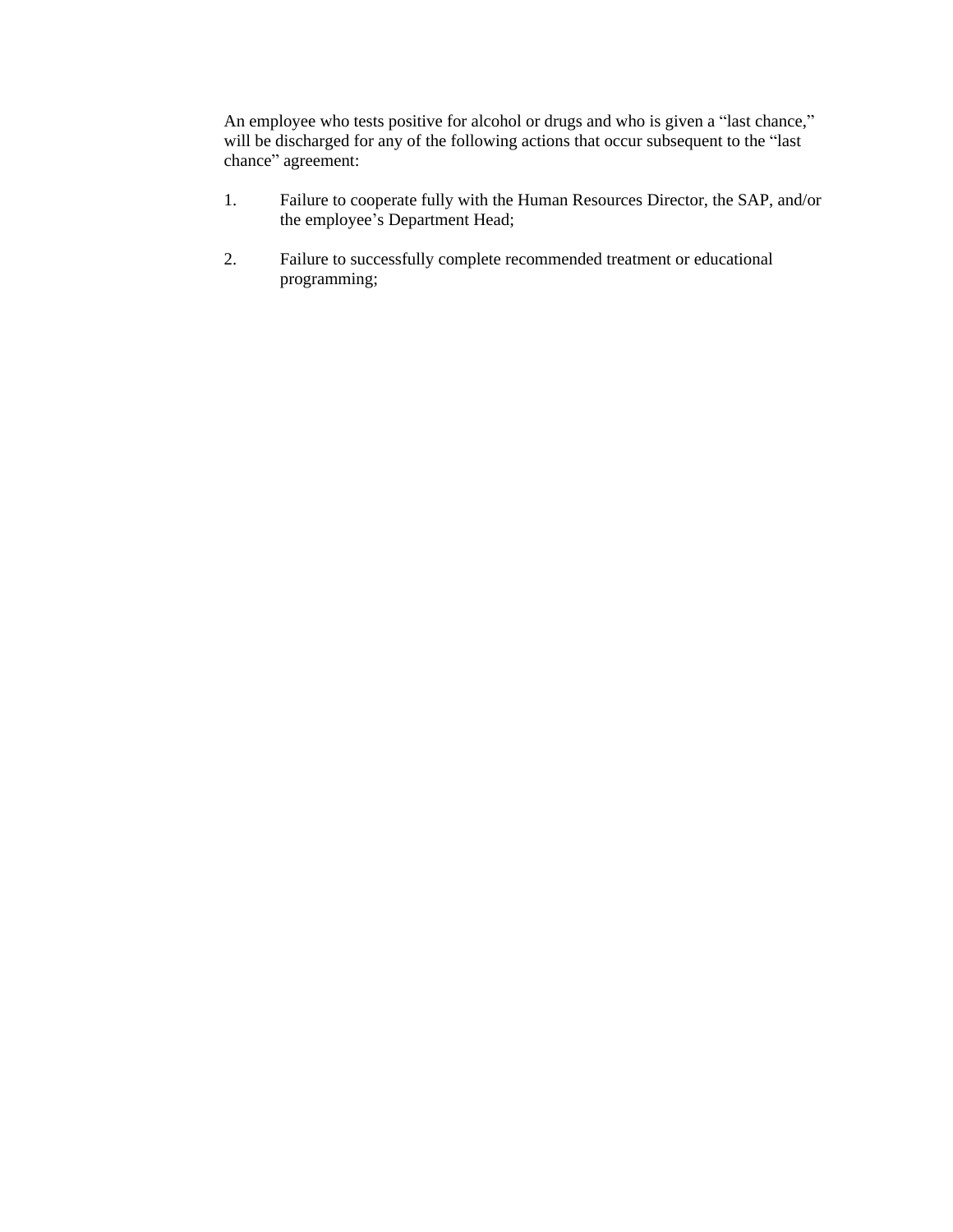An employee who tests positive for alcohol or drugs and who is given a "last chance," will be discharged for any of the following actions that occur subsequent to the "last chance" agreement:

1. Failure to cooperate fully with the Human Resources Director, the SAP, and/or the employee's Department Head;

2. Failure to successfully complete recommended treatment or educational programming;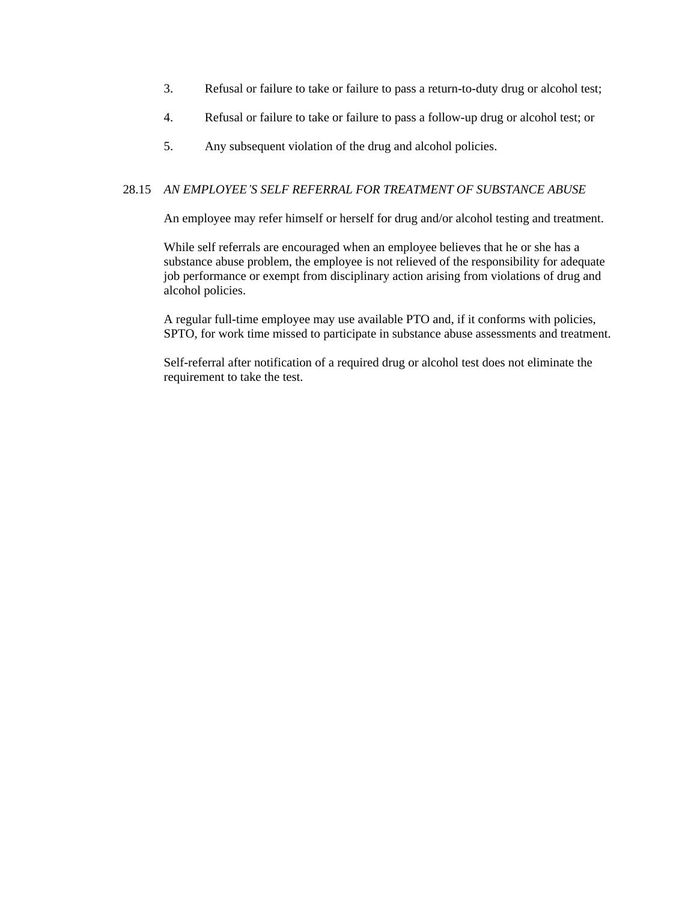3. Refusal or failure to take or failure to pass a return-to-duty drug or alcohol test;

4. Refusal or failure to take or failure to pass a follow-up drug or alcohol test; or

5. Any subsequent violation of the drug and alcohol policies.

## 28.15 *AN EMPLOYEE'S SELF REFERRAL FOR TREATMENT OF SUBSTANCE ABUSE*

An employee may refer himself or herself for drug and/or alcohol testing and treatment.

While self referrals are encouraged when an employee believes that he or she has a substance abuse problem, the employee is not relieved of the responsibility for adequate job performance or exempt from disciplinary action arising from violations of drug and alcohol policies.

A regular full-time employee may use available PTO and, if it conforms with policies, SPTO, for work time missed to participate in substance abuse assessments and treatment.

Self-referral after notification of a required drug or alcohol test does not eliminate the requirement to take the test.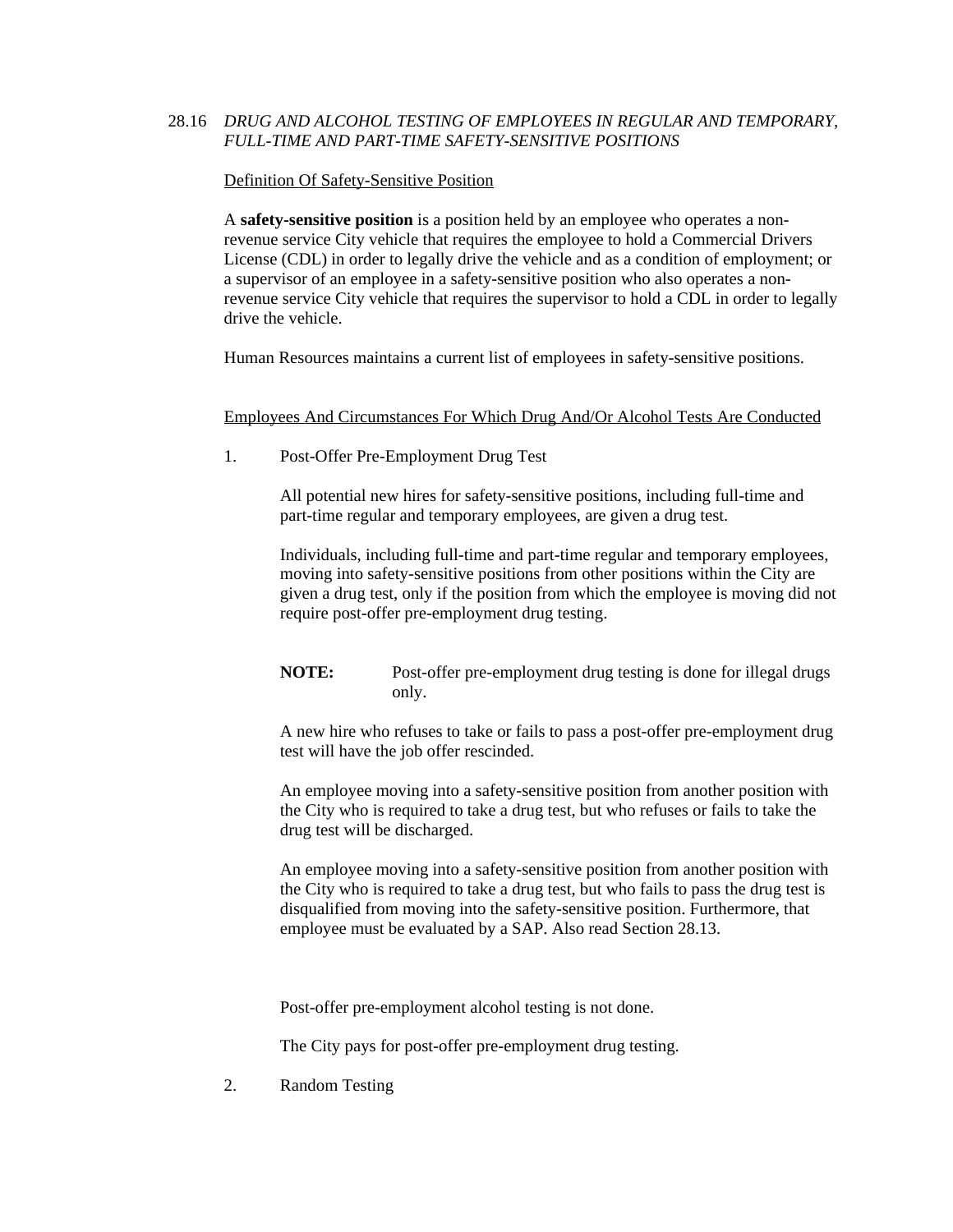## 28.16 *DRUG AND ALCOHOL TESTING OF EMPLOYEES IN REGULAR AND TEMPORARY, FULL-TIME AND PART-TIME SAFETY-SENSITIVE POSITIONS*

<u>Definition Of Safety-Sensitive Position</u>

A **safety-sensitive position** is a position held by an employee who operates a non-revenue service City vehicle that requires the employee to hold a Commercial Drivers License (CDL) in order to legally drive the vehicle and as a condition of employment; or a supervisor of an employee in a safety-sensitive position who also operates a non-revenue service City vehicle that requires the supervisor to hold a CDL in order to legally drive the vehicle.

Human Resources maintains a current list of employees in safety-sensitive positions.

<u>Employees And Circumstances For Which Drug And/Or Alcohol Tests Are Conducted</u>

1. Post-Offer Pre-Employment Drug Test

   All potential new hires for safety-sensitive positions, including full-time and part-time regular and temporary employees, are given a drug test.

   Individuals, including full-time and part-time regular and temporary employees, moving into safety-sensitive positions from other positions within the City are given a drug test, only if the position from which the employee is moving did not require post-offer pre-employment drug testing.

   **NOTE:** Post-offer pre-employment drug testing is done for illegal drugs only.

   A new hire who refuses to take or fails to pass a post-offer pre-employment drug test will have the job offer rescinded.

   An employee moving into a safety-sensitive position from another position with the City who is required to take a drug test, but who refuses or fails to take the drug test will be discharged.

   An employee moving into a safety-sensitive position from another position with the City who is required to take a drug test, but who fails to pass the drug test is disqualified from moving into the safety-sensitive position. Furthermore, that employee must be evaluated by a SAP. Also read Section 28.13.

   Post-offer pre-employment alcohol testing is not done.

   The City pays for post-offer pre-employment drug testing.

2. Random Testing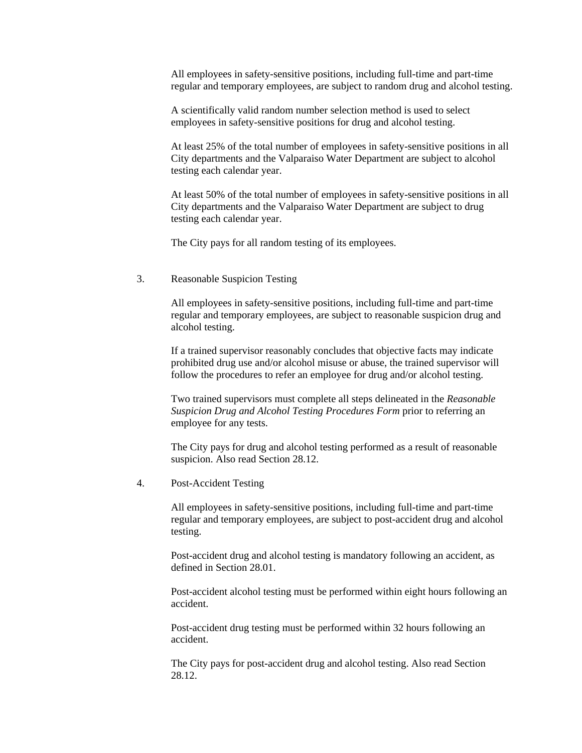All employees in safety-sensitive positions, including full-time and part-time regular and temporary employees, are subject to random drug and alcohol testing.

A scientifically valid random number selection method is used to select employees in safety-sensitive positions for drug and alcohol testing.

At least 25% of the total number of employees in safety-sensitive positions in all City departments and the Valparaiso Water Department are subject to alcohol testing each calendar year.

At least 50% of the total number of employees in safety-sensitive positions in all City departments and the Valparaiso Water Department are subject to drug testing each calendar year.

The City pays for all random testing of its employees.

3. Reasonable Suspicion Testing

All employees in safety-sensitive positions, including full-time and part-time regular and temporary employees, are subject to reasonable suspicion drug and alcohol testing.

If a trained supervisor reasonably concludes that objective facts may indicate prohibited drug use and/or alcohol misuse or abuse, the trained supervisor will follow the procedures to refer an employee for drug and/or alcohol testing.

Two trained supervisors must complete all steps delineated in the *Reasonable Suspicion Drug and Alcohol Testing Procedures Form* prior to referring an employee for any tests.

The City pays for drug and alcohol testing performed as a result of reasonable suspicion. Also read Section 28.12.

4. Post-Accident Testing

All employees in safety-sensitive positions, including full-time and part-time regular and temporary employees, are subject to post-accident drug and alcohol testing.

Post-accident drug and alcohol testing is mandatory following an accident, as defined in Section 28.01.

Post-accident alcohol testing must be performed within eight hours following an accident.

Post-accident drug testing must be performed within 32 hours following an accident.

The City pays for post-accident drug and alcohol testing. Also read Section 28.12.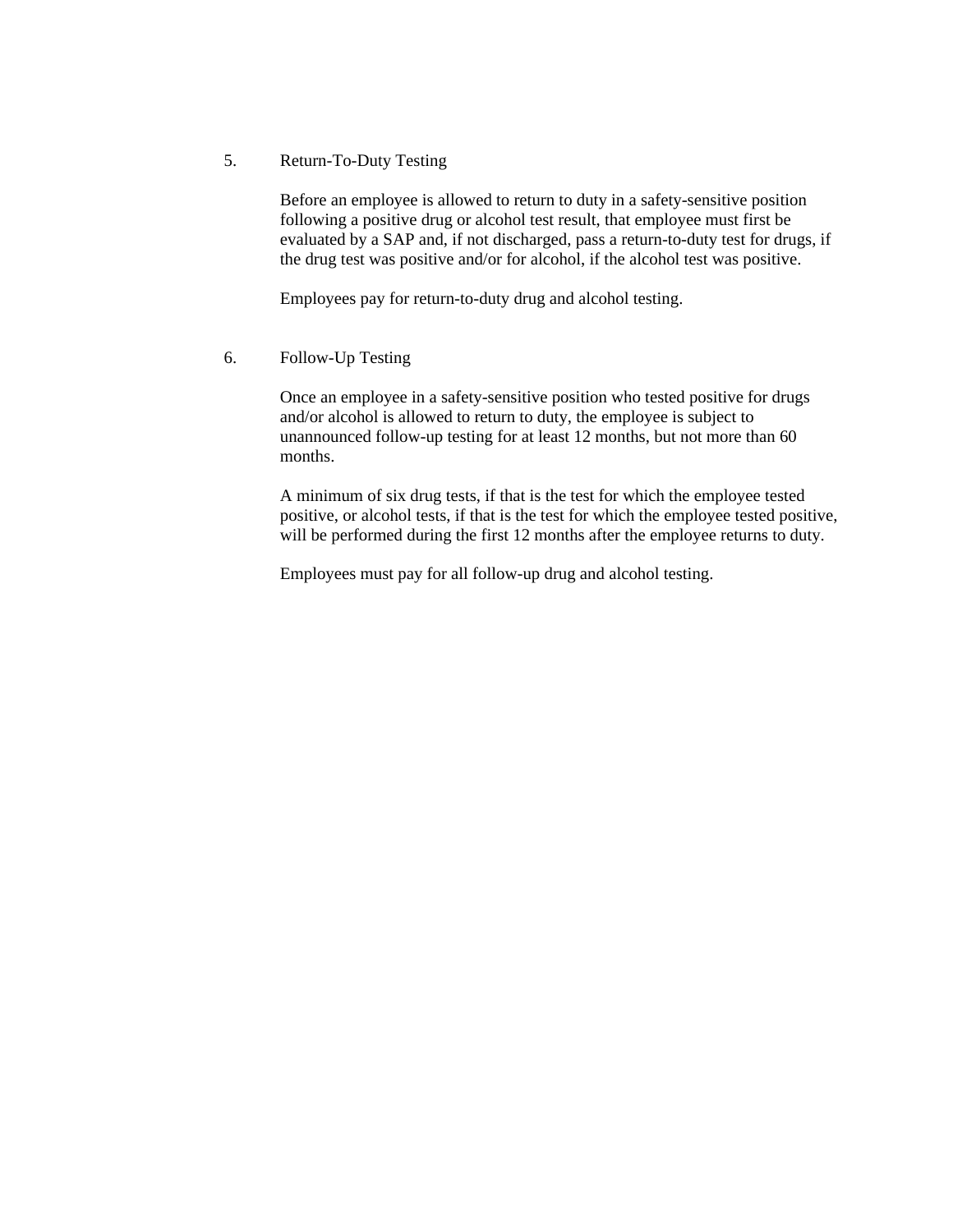5. Return-To-Duty Testing

Before an employee is allowed to return to duty in a safety-sensitive position following a positive drug or alcohol test result, that employee must first be evaluated by a SAP and, if not discharged, pass a return-to-duty test for drugs, if the drug test was positive and/or for alcohol, if the alcohol test was positive.

Employees pay for return-to-duty drug and alcohol testing.

6. Follow-Up Testing

Once an employee in a safety-sensitive position who tested positive for drugs and/or alcohol is allowed to return to duty, the employee is subject to unannounced follow-up testing for at least 12 months, but not more than 60 months.

A minimum of six drug tests, if that is the test for which the employee tested positive, or alcohol tests, if that is the test for which the employee tested positive, will be performed during the first 12 months after the employee returns to duty.

Employees must pay for all follow-up drug and alcohol testing.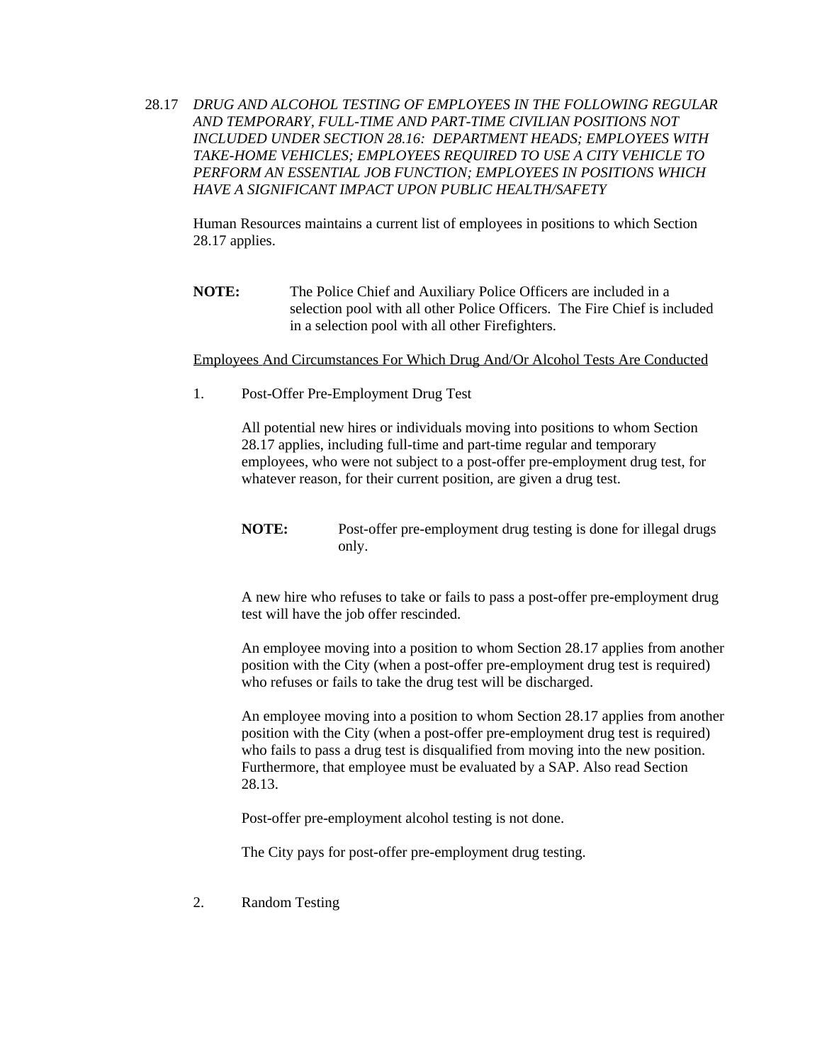## 28.17 *DRUG AND ALCOHOL TESTING OF EMPLOYEES IN THE FOLLOWING REGULAR AND TEMPORARY, FULL-TIME AND PART-TIME CIVILIAN POSITIONS NOT INCLUDED UNDER SECTION 28.16: DEPARTMENT HEADS; EMPLOYEES WITH TAKE-HOME VEHICLES; EMPLOYEES REQUIRED TO USE A CITY VEHICLE TO PERFORM AN ESSENTIAL JOB FUNCTION; EMPLOYEES IN POSITIONS WHICH HAVE A SIGNIFICANT IMPACT UPON PUBLIC HEALTH/SAFETY*

Human Resources maintains a current list of employees in positions to which Section 28.17 applies.

**NOTE:** The Police Chief and Auxiliary Police Officers are included in a selection pool with all other Police Officers. The Fire Chief is included in a selection pool with all other Firefighters.

<u>Employees And Circumstances For Which Drug And/Or Alcohol Tests Are Conducted</u>

1. Post-Offer Pre-Employment Drug Test

   All potential new hires or individuals moving into positions to whom Section 28.17 applies, including full-time and part-time regular and temporary employees, who were not subject to a post-offer pre-employment drug test, for whatever reason, for their current position, are given a drug test.

   **NOTE:** Post-offer pre-employment drug testing is done for illegal drugs only.

   A new hire who refuses to take or fails to pass a post-offer pre-employment drug test will have the job offer rescinded.

   An employee moving into a position to whom Section 28.17 applies from another position with the City (when a post-offer pre-employment drug test is required) who refuses or fails to take the drug test will be discharged.

   An employee moving into a position to whom Section 28.17 applies from another position with the City (when a post-offer pre-employment drug test is required) who fails to pass a drug test is disqualified from moving into the new position. Furthermore, that employee must be evaluated by a SAP. Also read Section 28.13.

   Post-offer pre-employment alcohol testing is not done.

   The City pays for post-offer pre-employment drug testing.

2. Random Testing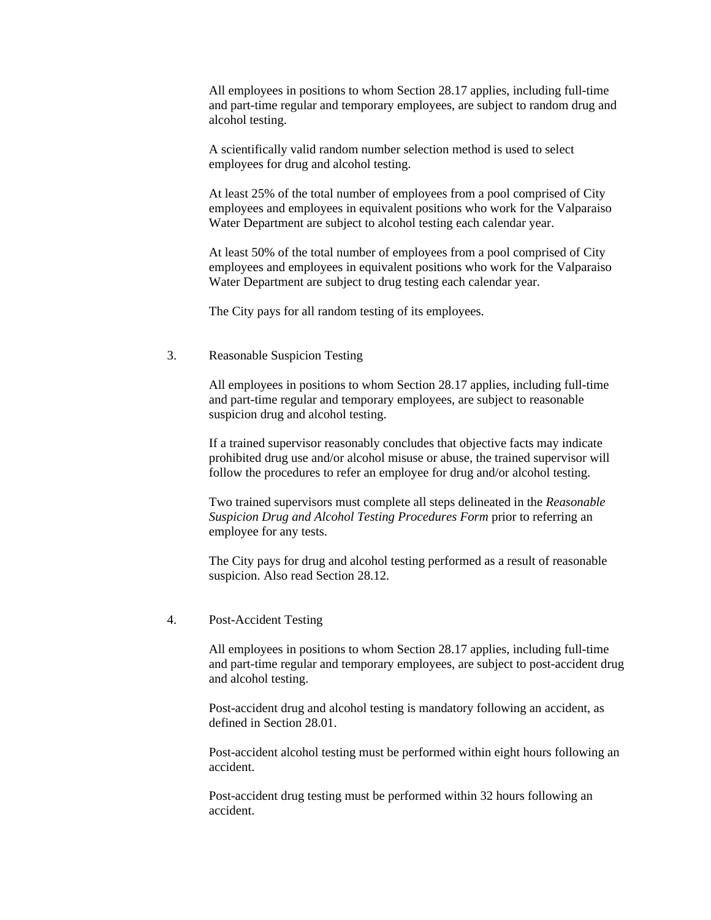All employees in positions to whom Section 28.17 applies, including full-time and part-time regular and temporary employees, are subject to random drug and alcohol testing.

A scientifically valid random number selection method is used to select employees for drug and alcohol testing.

At least 25% of the total number of employees from a pool comprised of City employees and employees in equivalent positions who work for the Valparaiso Water Department are subject to alcohol testing each calendar year.

At least 50% of the total number of employees from a pool comprised of City employees and employees in equivalent positions who work for the Valparaiso Water Department are subject to drug testing each calendar year.

The City pays for all random testing of its employees.

3. Reasonable Suspicion Testing

All employees in positions to whom Section 28.17 applies, including full-time and part-time regular and temporary employees, are subject to reasonable suspicion drug and alcohol testing.

If a trained supervisor reasonably concludes that objective facts may indicate prohibited drug use and/or alcohol misuse or abuse, the trained supervisor will follow the procedures to refer an employee for drug and/or alcohol testing.

Two trained supervisors must complete all steps delineated in the *Reasonable Suspicion Drug and Alcohol Testing Procedures Form* prior to referring an employee for any tests.

The City pays for drug and alcohol testing performed as a result of reasonable suspicion. Also read Section 28.12.

4. Post-Accident Testing

All employees in positions to whom Section 28.17 applies, including full-time and part-time regular and temporary employees, are subject to post-accident drug and alcohol testing.

Post-accident drug and alcohol testing is mandatory following an accident, as defined in Section 28.01.

Post-accident alcohol testing must be performed within eight hours following an accident.

Post-accident drug testing must be performed within 32 hours following an accident.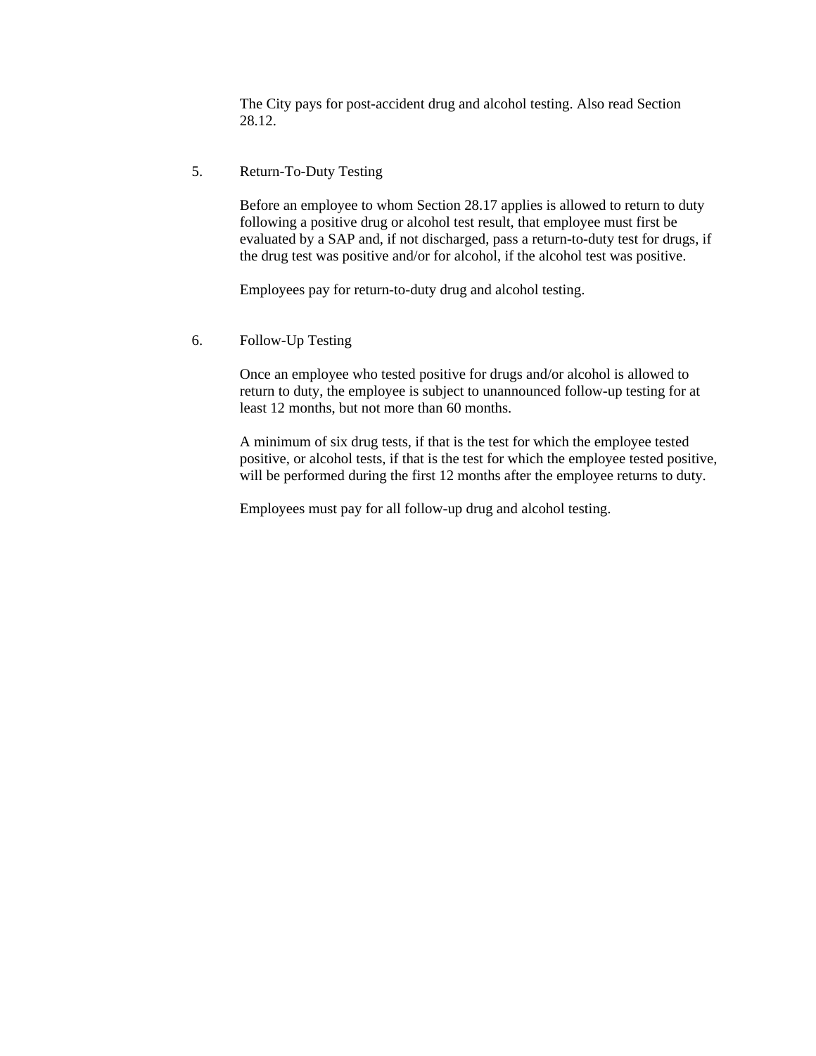The City pays for post-accident drug and alcohol testing. Also read Section 28.12.

5. Return-To-Duty Testing

Before an employee to whom Section 28.17 applies is allowed to return to duty following a positive drug or alcohol test result, that employee must first be evaluated by a SAP and, if not discharged, pass a return-to-duty test for drugs, if the drug test was positive and/or for alcohol, if the alcohol test was positive.

Employees pay for return-to-duty drug and alcohol testing.

6. Follow-Up Testing

Once an employee who tested positive for drugs and/or alcohol is allowed to return to duty, the employee is subject to unannounced follow-up testing for at least 12 months, but not more than 60 months.

A minimum of six drug tests, if that is the test for which the employee tested positive, or alcohol tests, if that is the test for which the employee tested positive, will be performed during the first 12 months after the employee returns to duty.

Employees must pay for all follow-up drug and alcohol testing.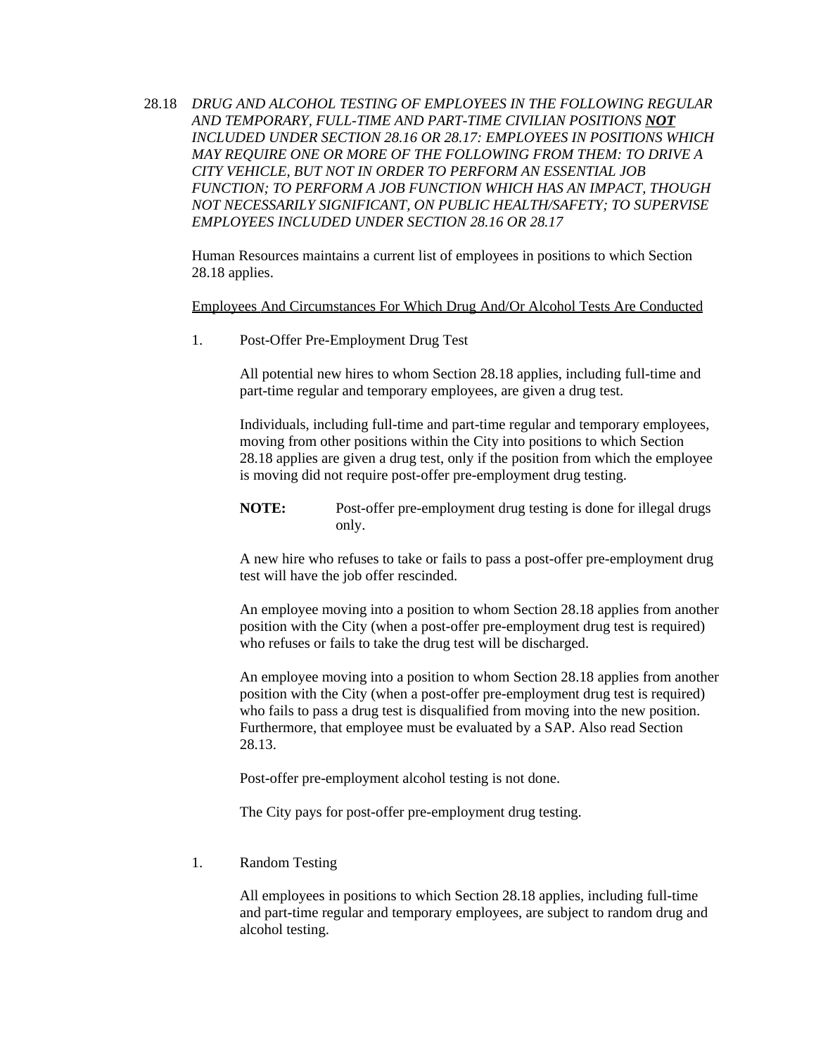28.18 *DRUG AND ALCOHOL TESTING OF EMPLOYEES IN THE FOLLOWING REGULAR AND TEMPORARY, FULL-TIME AND PART-TIME CIVILIAN POSITIONS **NOT** INCLUDED UNDER SECTION 28.16 OR 28.17: EMPLOYEES IN POSITIONS WHICH MAY REQUIRE ONE OR MORE OF THE FOLLOWING FROM THEM: TO DRIVE A CITY VEHICLE, BUT NOT IN ORDER TO PERFORM AN ESSENTIAL JOB FUNCTION; TO PERFORM A JOB FUNCTION WHICH HAS AN IMPACT, THOUGH NOT NECESSARILY SIGNIFICANT, ON PUBLIC HEALTH/SAFETY; TO SUPERVISE EMPLOYEES INCLUDED UNDER SECTION 28.16 OR 28.17*

Human Resources maintains a current list of employees in positions to which Section 28.18 applies.

<u>Employees And Circumstances For Which Drug And/Or Alcohol Tests Are Conducted</u>

1. Post-Offer Pre-Employment Drug Test

   All potential new hires to whom Section 28.18 applies, including full-time and part-time regular and temporary employees, are given a drug test.

   Individuals, including full-time and part-time regular and temporary employees, moving from other positions within the City into positions to which Section 28.18 applies are given a drug test, only if the position from which the employee is moving did not require post-offer pre-employment drug testing.

   **NOTE:** Post-offer pre-employment drug testing is done for illegal drugs only.

   A new hire who refuses to take or fails to pass a post-offer pre-employment drug test will have the job offer rescinded.

   An employee moving into a position to whom Section 28.18 applies from another position with the City (when a post-offer pre-employment drug test is required) who refuses or fails to take the drug test will be discharged.

   An employee moving into a position to whom Section 28.18 applies from another position with the City (when a post-offer pre-employment drug test is required) who fails to pass a drug test is disqualified from moving into the new position. Furthermore, that employee must be evaluated by a SAP. Also read Section 28.13.

   Post-offer pre-employment alcohol testing is not done.

   The City pays for post-offer pre-employment drug testing.

1. Random Testing

   All employees in positions to which Section 28.18 applies, including full-time and part-time regular and temporary employees, are subject to random drug and alcohol testing.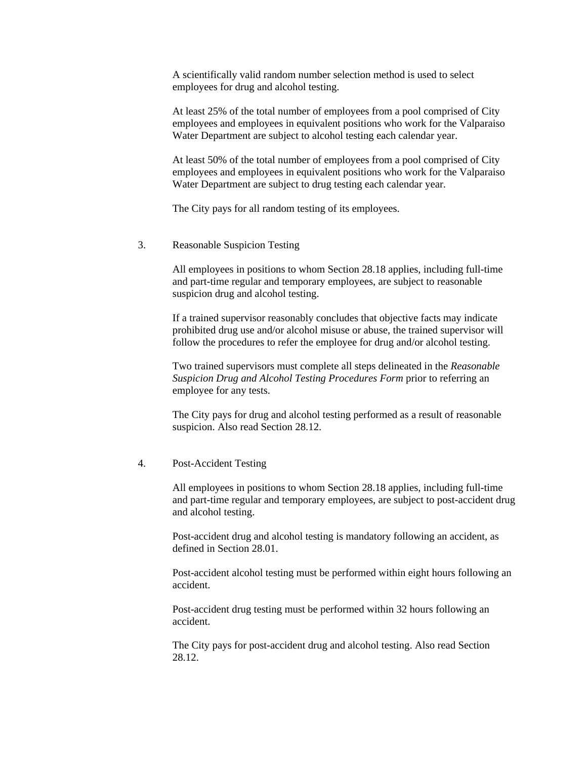A scientifically valid random number selection method is used to select employees for drug and alcohol testing.

At least 25% of the total number of employees from a pool comprised of City employees and employees in equivalent positions who work for the Valparaiso Water Department are subject to alcohol testing each calendar year.

At least 50% of the total number of employees from a pool comprised of City employees and employees in equivalent positions who work for the Valparaiso Water Department are subject to drug testing each calendar year.

The City pays for all random testing of its employees.

3. Reasonable Suspicion Testing

All employees in positions to whom Section 28.18 applies, including full-time and part-time regular and temporary employees, are subject to reasonable suspicion drug and alcohol testing.

If a trained supervisor reasonably concludes that objective facts may indicate prohibited drug use and/or alcohol misuse or abuse, the trained supervisor will follow the procedures to refer the employee for drug and/or alcohol testing.

Two trained supervisors must complete all steps delineated in the *Reasonable Suspicion Drug and Alcohol Testing Procedures Form* prior to referring an employee for any tests.

The City pays for drug and alcohol testing performed as a result of reasonable suspicion. Also read Section 28.12.

4. Post-Accident Testing

All employees in positions to whom Section 28.18 applies, including full-time and part-time regular and temporary employees, are subject to post-accident drug and alcohol testing.

Post-accident drug and alcohol testing is mandatory following an accident, as defined in Section 28.01.

Post-accident alcohol testing must be performed within eight hours following an accident.

Post-accident drug testing must be performed within 32 hours following an accident.

The City pays for post-accident drug and alcohol testing. Also read Section 28.12.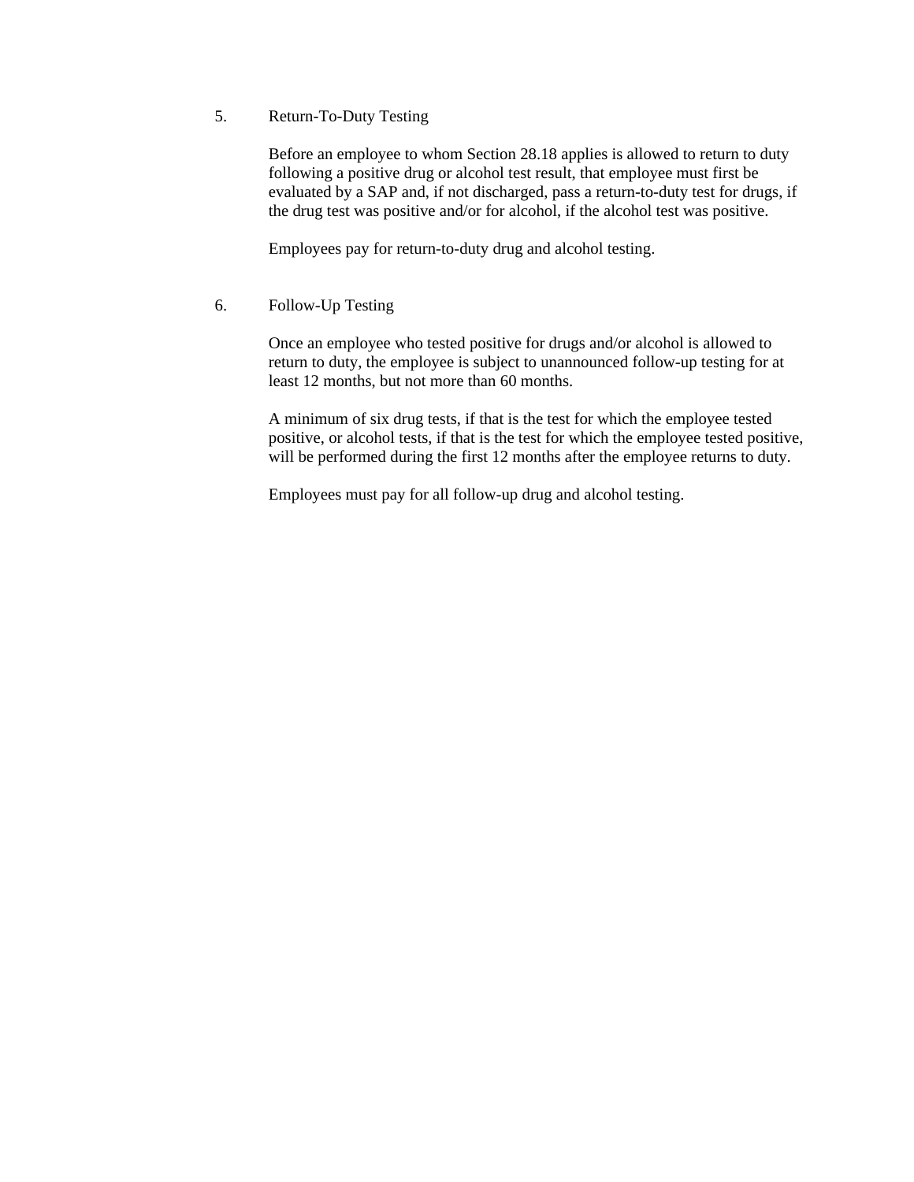5. Return-To-Duty Testing

Before an employee to whom Section 28.18 applies is allowed to return to duty following a positive drug or alcohol test result, that employee must first be evaluated by a SAP and, if not discharged, pass a return-to-duty test for drugs, if the drug test was positive and/or for alcohol, if the alcohol test was positive.

Employees pay for return-to-duty drug and alcohol testing.

6. Follow-Up Testing

Once an employee who tested positive for drugs and/or alcohol is allowed to return to duty, the employee is subject to unannounced follow-up testing for at least 12 months, but not more than 60 months.

A minimum of six drug tests, if that is the test for which the employee tested positive, or alcohol tests, if that is the test for which the employee tested positive, will be performed during the first 12 months after the employee returns to duty.

Employees must pay for all follow-up drug and alcohol testing.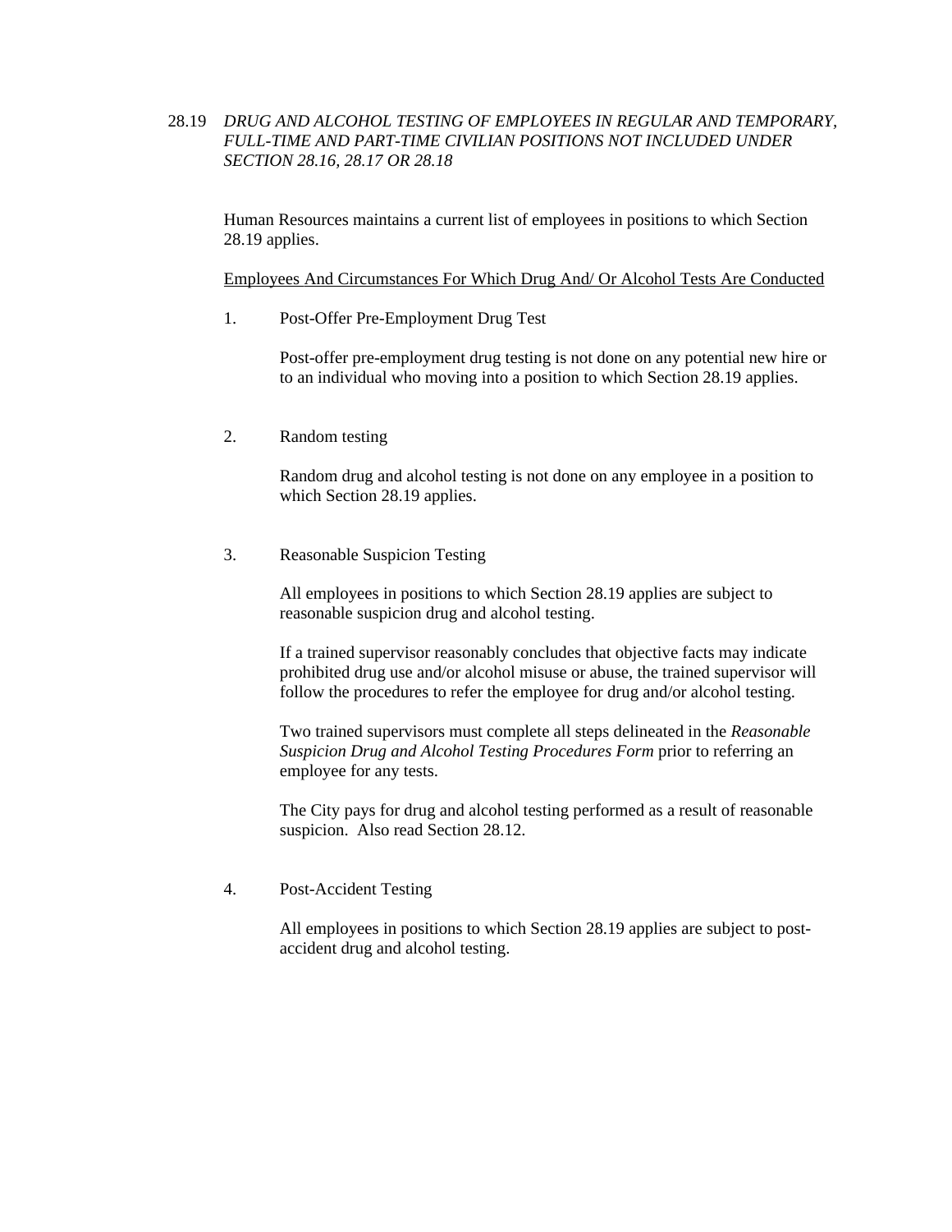## 28.19 *DRUG AND ALCOHOL TESTING OF EMPLOYEES IN REGULAR AND TEMPORARY, FULL-TIME AND PART-TIME CIVILIAN POSITIONS NOT INCLUDED UNDER SECTION 28.16, 28.17 OR 28.18*

Human Resources maintains a current list of employees in positions to which Section 28.19 applies.

<u>Employees And Circumstances For Which Drug And/ Or Alcohol Tests Are Conducted</u>

1. Post-Offer Pre-Employment Drug Test

   Post-offer pre-employment drug testing is not done on any potential new hire or to an individual who moving into a position to which Section 28.19 applies.

2. Random testing

   Random drug and alcohol testing is not done on any employee in a position to which Section 28.19 applies.

3. Reasonable Suspicion Testing

   All employees in positions to which Section 28.19 applies are subject to reasonable suspicion drug and alcohol testing.

   If a trained supervisor reasonably concludes that objective facts may indicate prohibited drug use and/or alcohol misuse or abuse, the trained supervisor will follow the procedures to refer the employee for drug and/or alcohol testing.

   Two trained supervisors must complete all steps delineated in the *Reasonable Suspicion Drug and Alcohol Testing Procedures Form* prior to referring an employee for any tests.

   The City pays for drug and alcohol testing performed as a result of reasonable suspicion. Also read Section 28.12.

4. Post-Accident Testing

   All employees in positions to which Section 28.19 applies are subject to post-accident drug and alcohol testing.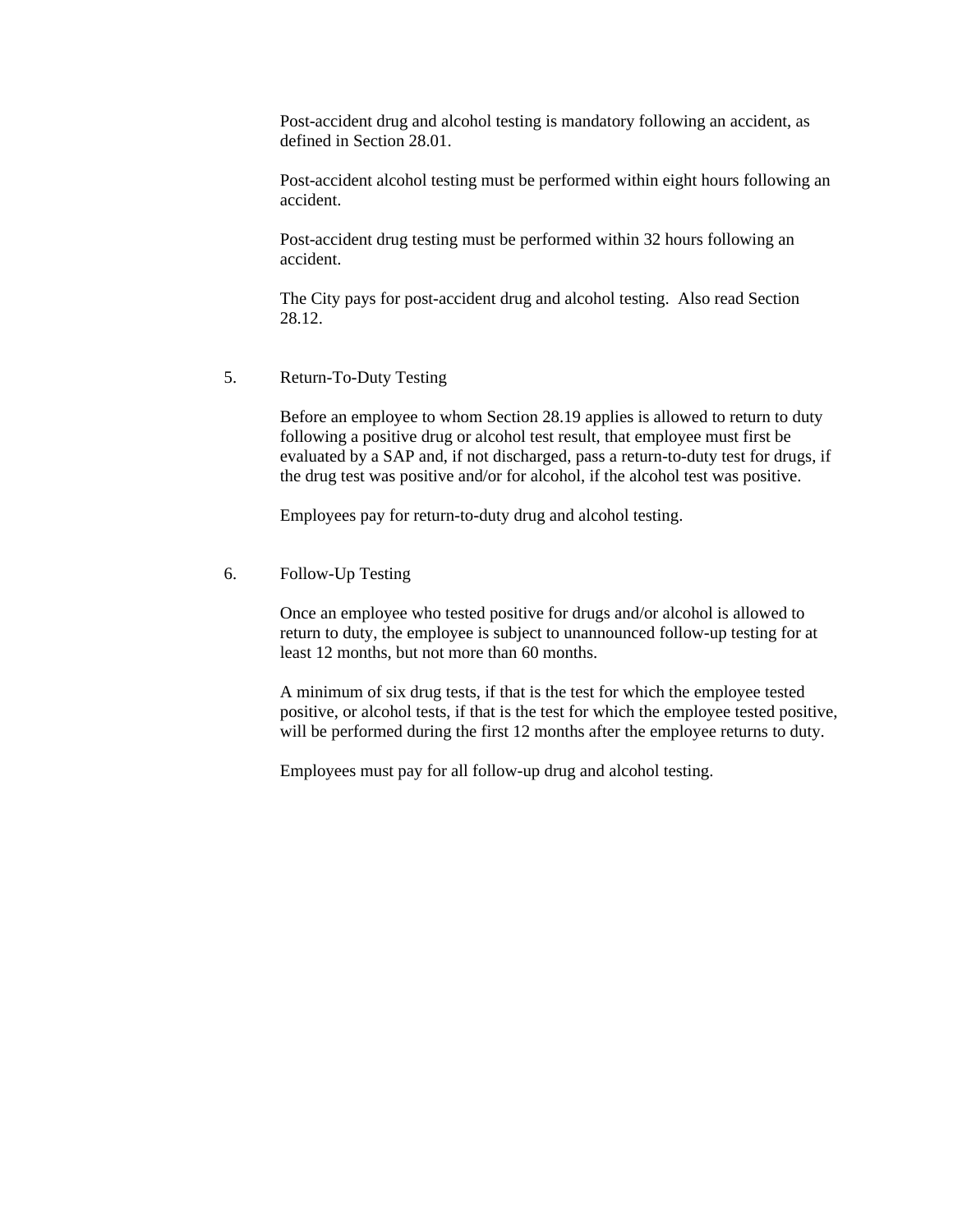Post-accident drug and alcohol testing is mandatory following an accident, as defined in Section 28.01.

Post-accident alcohol testing must be performed within eight hours following an accident.

Post-accident drug testing must be performed within 32 hours following an accident.

The City pays for post-accident drug and alcohol testing. Also read Section 28.12.

5. Return-To-Duty Testing

Before an employee to whom Section 28.19 applies is allowed to return to duty following a positive drug or alcohol test result, that employee must first be evaluated by a SAP and, if not discharged, pass a return-to-duty test for drugs, if the drug test was positive and/or for alcohol, if the alcohol test was positive.

Employees pay for return-to-duty drug and alcohol testing.

6. Follow-Up Testing

Once an employee who tested positive for drugs and/or alcohol is allowed to return to duty, the employee is subject to unannounced follow-up testing for at least 12 months, but not more than 60 months.

A minimum of six drug tests, if that is the test for which the employee tested positive, or alcohol tests, if that is the test for which the employee tested positive, will be performed during the first 12 months after the employee returns to duty.

Employees must pay for all follow-up drug and alcohol testing.